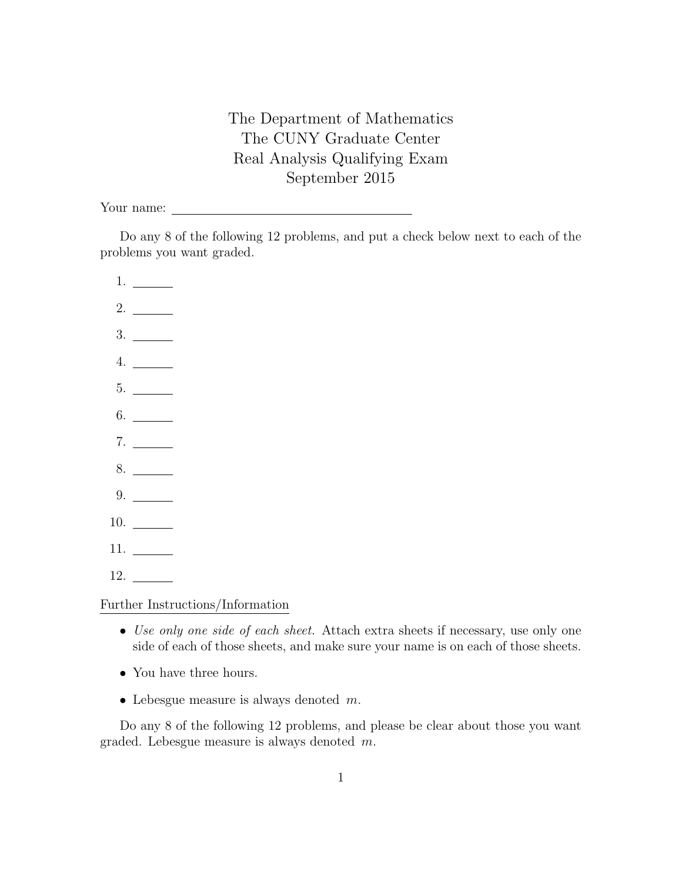# The Department of Mathematics
# The CUNY Graduate Center
# Real Analysis Qualifying Exam
# September 2015

Your name: ________________________________

Do any 8 of the following 12 problems, and put a check below next to each of the problems you want graded.

1. ______
2. ______
3. ______
4. ______
5. ______
6. ______
7. ______
8. ______
9. ______
10. ______
11. ______
12. ______

Further Instructions/Information

- *Use only one side of each sheet.* Attach extra sheets if necessary, use only one side of each of those sheets, and make sure your name is on each of those sheets.
- You have three hours.
- Lebesgue measure is always denoted $m$.

Do any 8 of the following 12 problems, and please be clear about those you want graded. Lebesgue measure is always denoted $m$.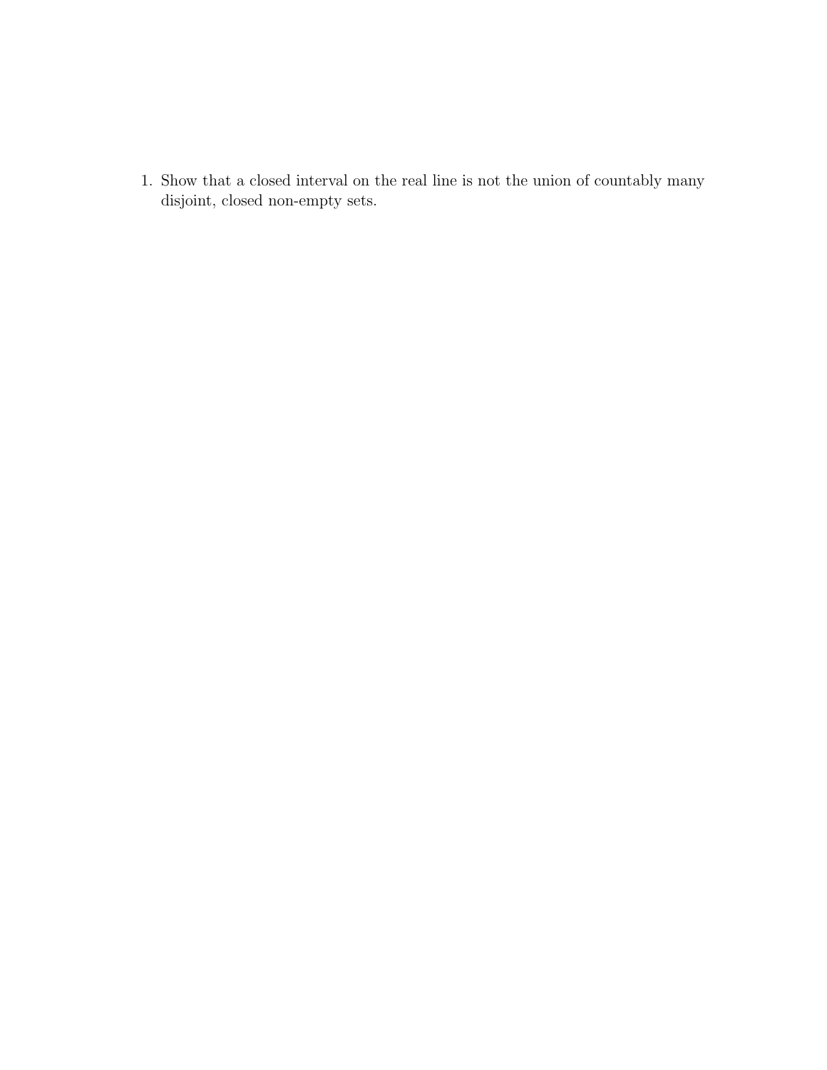1. Show that a closed interval on the real line is not the union of countably many disjoint, closed non-empty sets.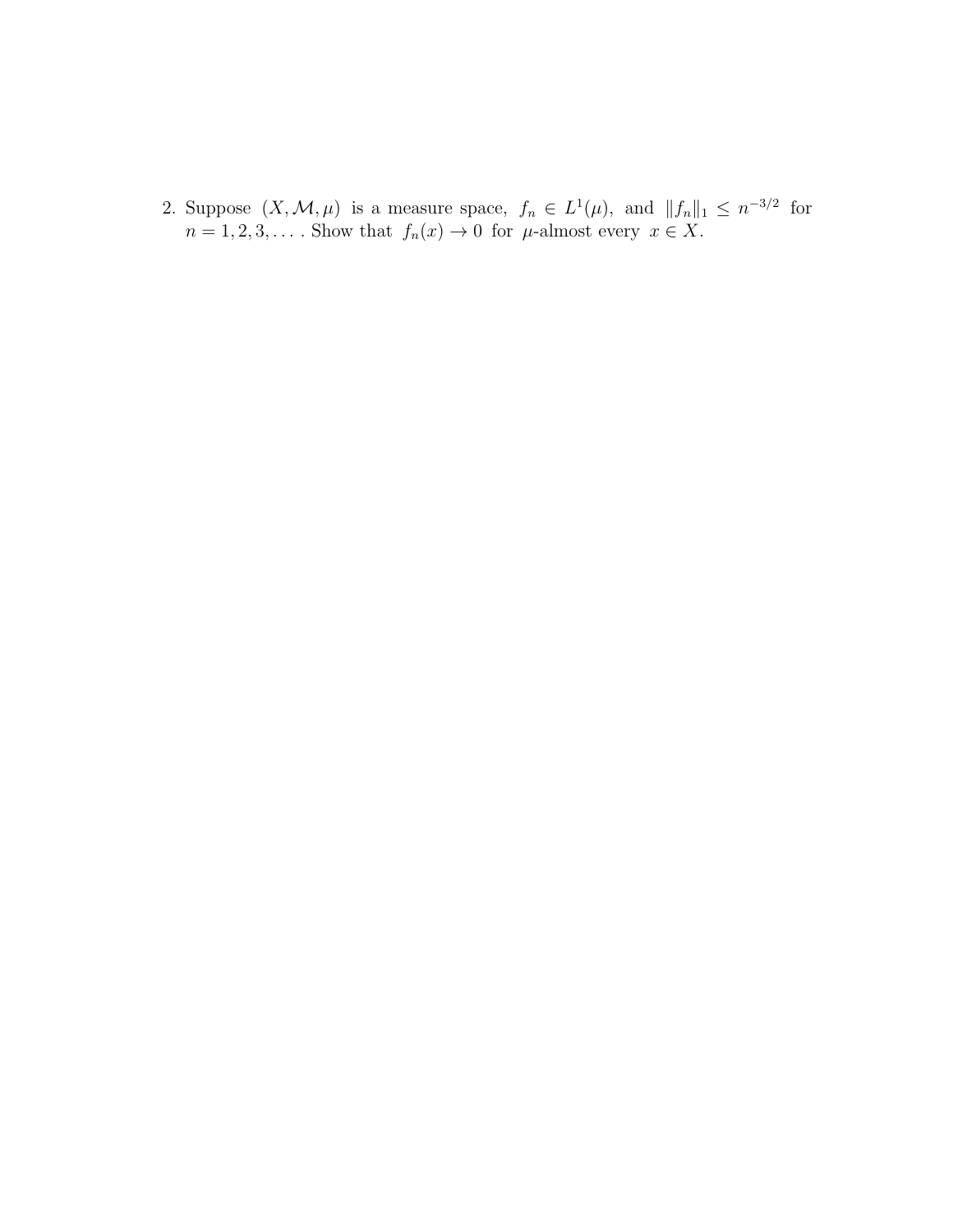2. Suppose $(X, \mathcal{M}, \mu)$ is a measure space, $f_n \in L^1(\mu)$, and $\|f_n\|_1 \leq n^{-3/2}$ for $n = 1, 2, 3, \ldots$. Show that $f_n(x) \to 0$ for $\mu$-almost every $x \in X$.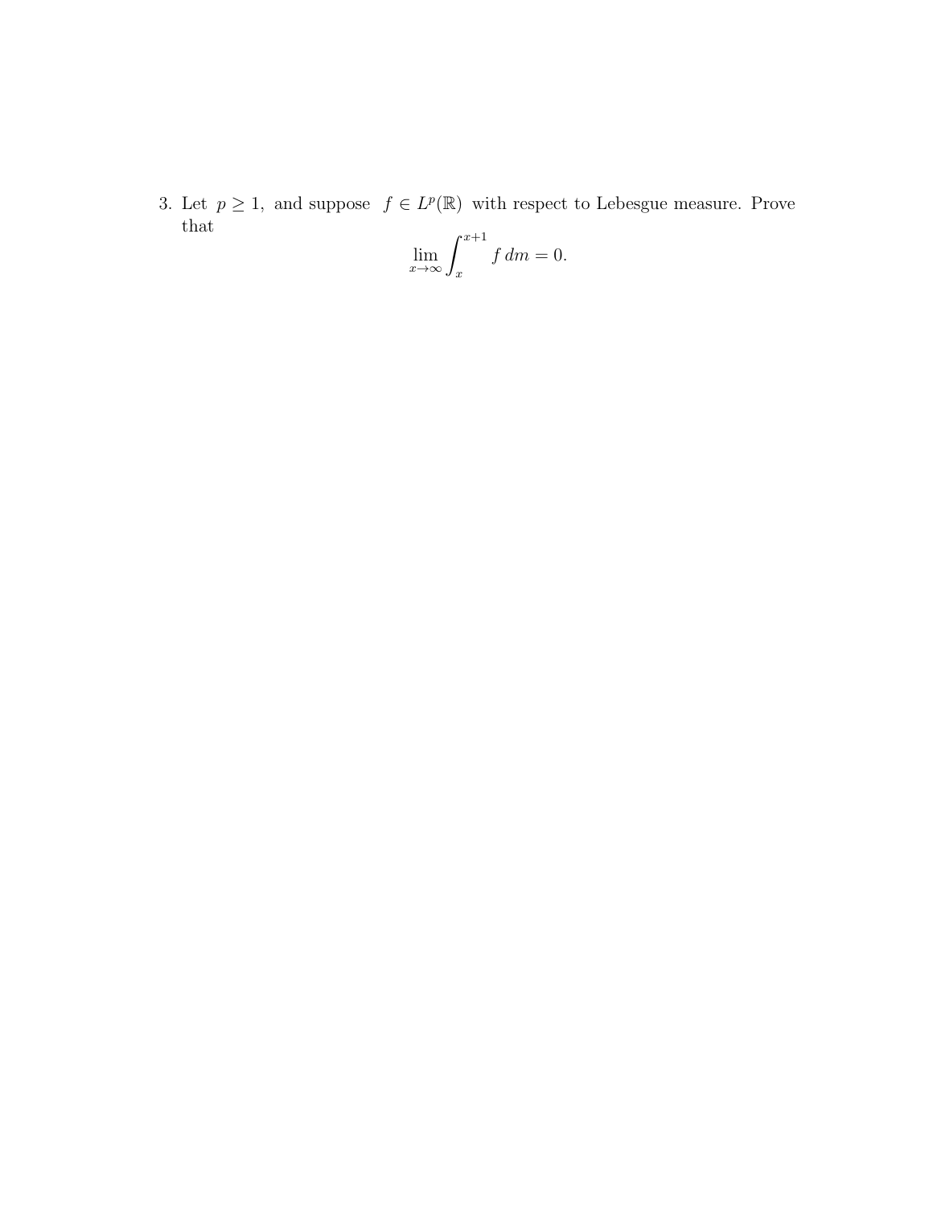3. Let $p \geq 1$, and suppose $f \in L^p(\mathbb{R})$ with respect to Lebesgue measure. Prove that

$$\lim_{x \to \infty} \int_x^{x+1} f \, dm = 0.$$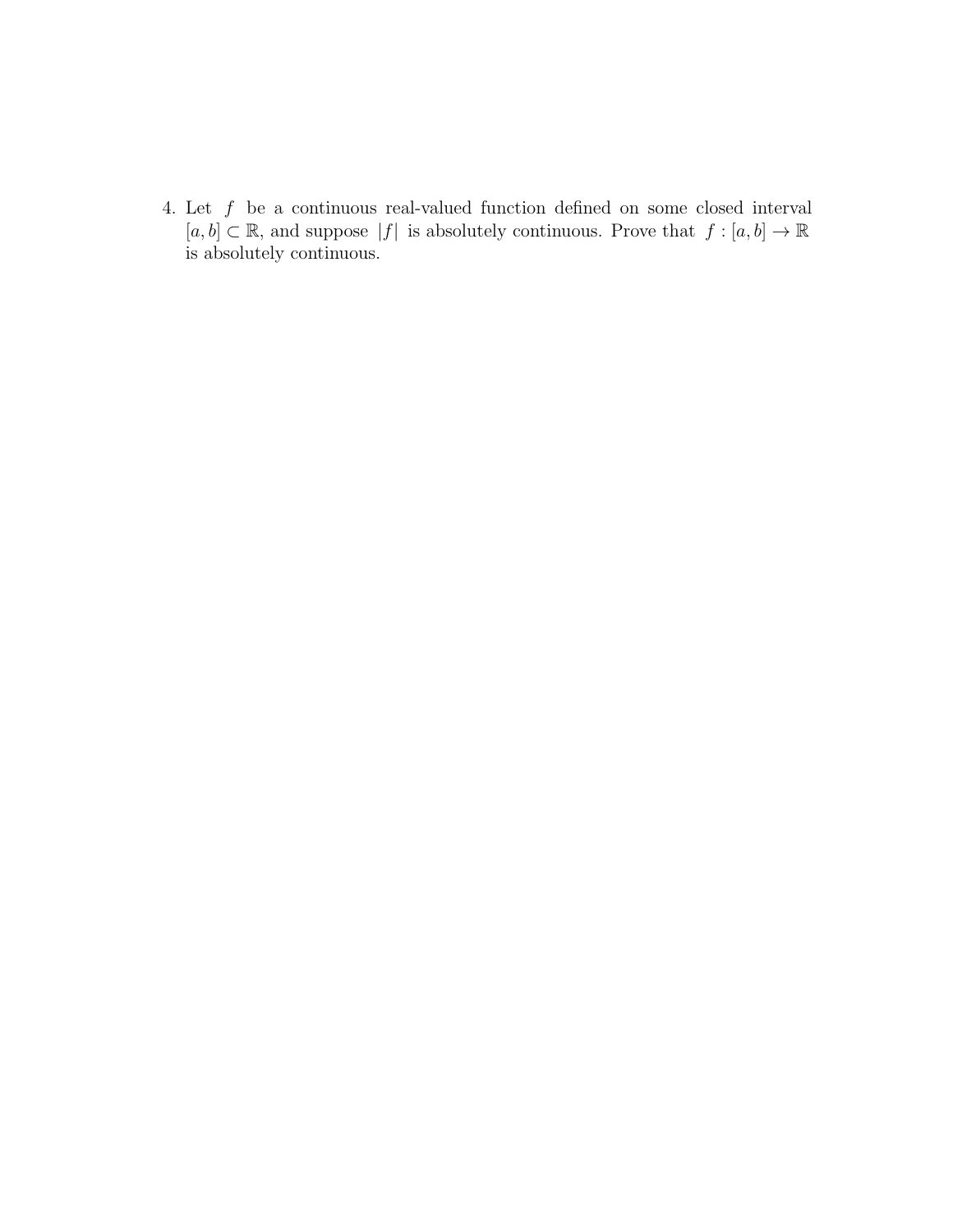4. Let $f$ be a continuous real-valued function defined on some closed interval $[a, b] \subset \mathbb{R}$, and suppose $|f|$ is absolutely continuous. Prove that $f : [a, b] \to \mathbb{R}$ is absolutely continuous.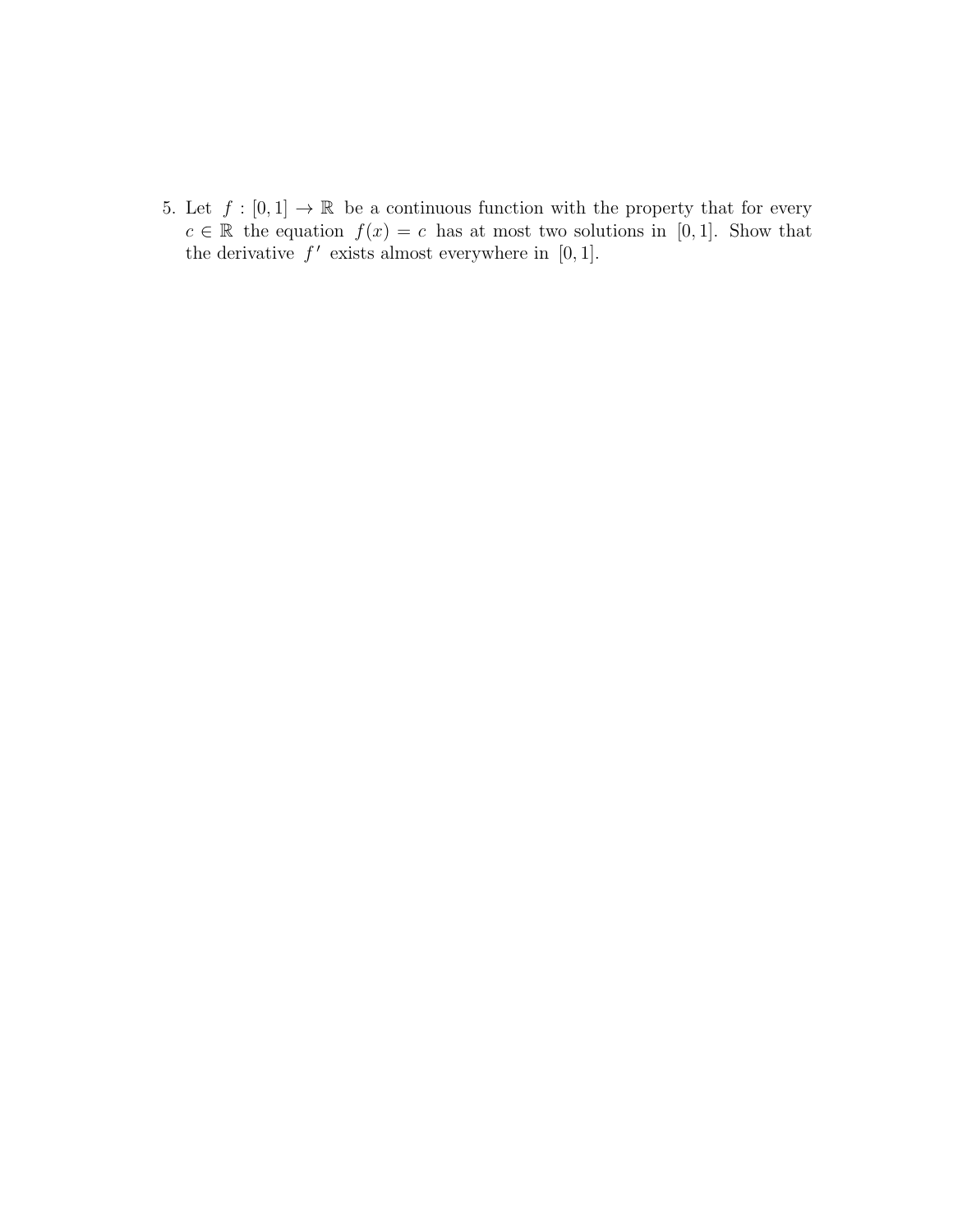5. Let $f : [0,1] \to \mathbb{R}$ be a continuous function with the property that for every $c \in \mathbb{R}$ the equation $f(x) = c$ has at most two solutions in $[0,1]$. Show that the derivative $f'$ exists almost everywhere in $[0,1]$.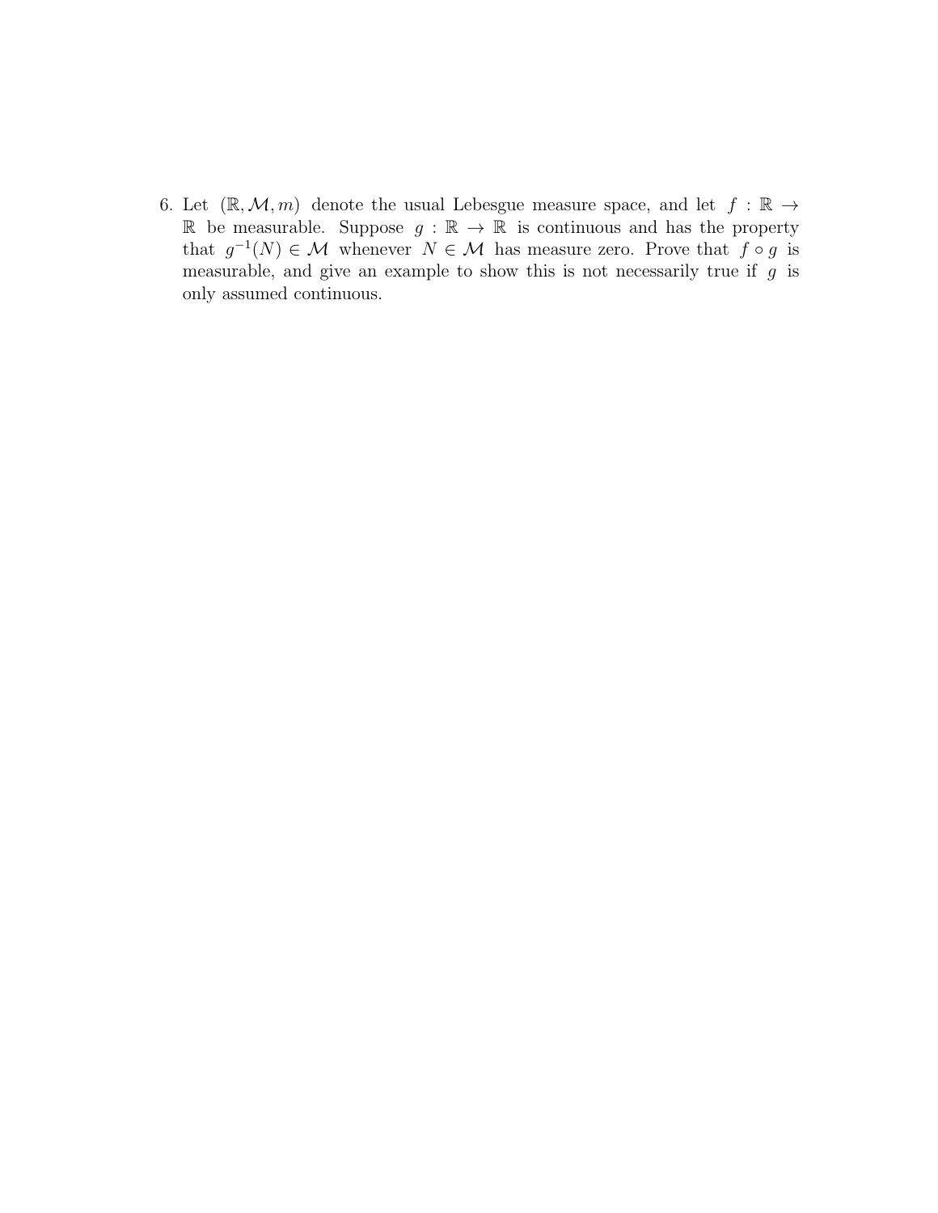6. Let $(\mathbb{R}, \mathcal{M}, m)$ denote the usual Lebesgue measure space, and let $f : \mathbb{R} \to \mathbb{R}$ be measurable. Suppose $g : \mathbb{R} \to \mathbb{R}$ is continuous and has the property that $g^{-1}(N) \in \mathcal{M}$ whenever $N \in \mathcal{M}$ has measure zero. Prove that $f \circ g$ is measurable, and give an example to show this is not necessarily true if $g$ is only assumed continuous.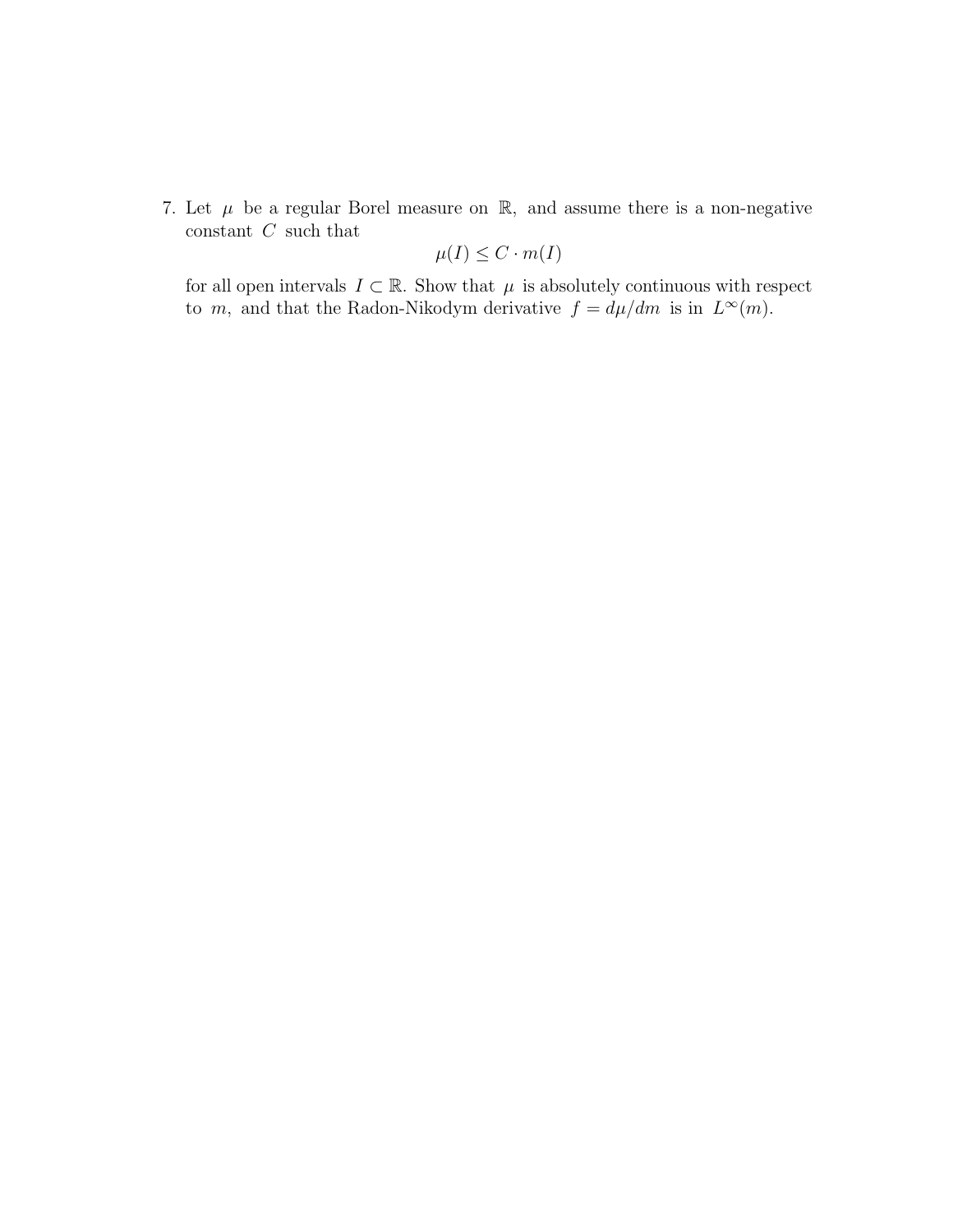7. Let $\mu$ be a regular Borel measure on $\mathbb{R}$, and assume there is a non-negative constant $C$ such that

$$\mu(I) \leq C \cdot m(I)$$

for all open intervals $I \subset \mathbb{R}$. Show that $\mu$ is absolutely continuous with respect to $m$, and that the Radon-Nikodym derivative $f = d\mu/dm$ is in $L^\infty(m)$.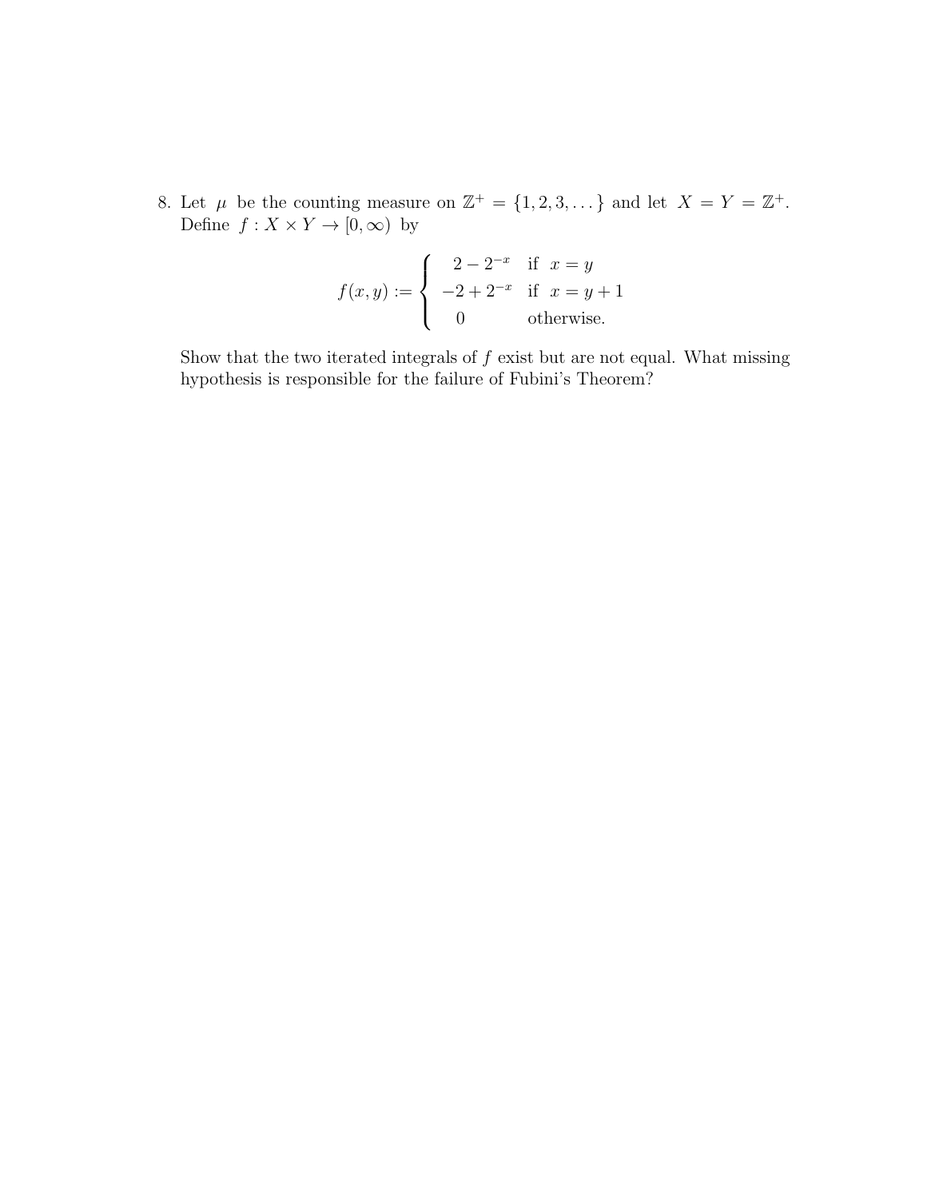8. Let $\mu$ be the counting measure on $\mathbb{Z}^+ = \{1, 2, 3, \dots\}$ and let $X = Y = \mathbb{Z}^+$. Define $f : X \times Y \to [0, \infty)$ by

$$f(x, y) := \begin{cases} 2 - 2^{-x} & \text{if } x = y \\ -2 + 2^{-x} & \text{if } x = y + 1 \\ 0 & \text{otherwise.} \end{cases}$$

Show that the two iterated integrals of $f$ exist but are not equal. What missing hypothesis is responsible for the failure of Fubini's Theorem?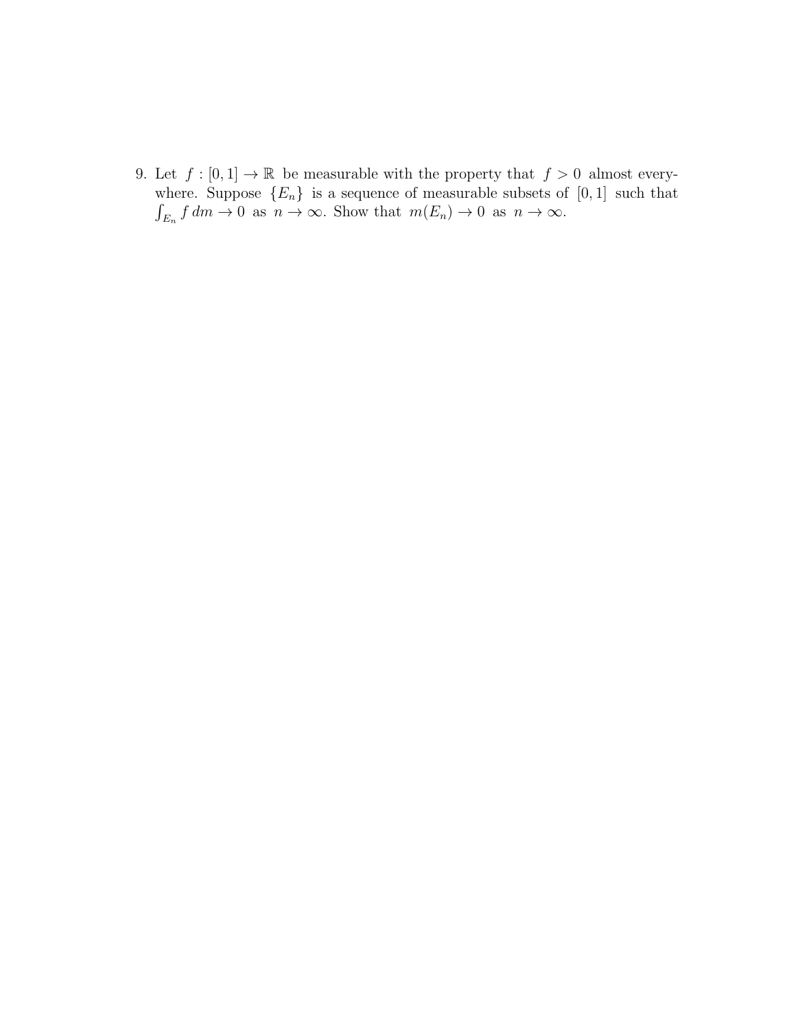9. Let $f : [0, 1] \to \mathbb{R}$ be measurable with the property that $f > 0$ almost everywhere. Suppose $\{E_n\}$ is a sequence of measurable subsets of $[0, 1]$ such that $\int_{E_n} f \, dm \to 0$ as $n \to \infty$. Show that $m(E_n) \to 0$ as $n \to \infty$.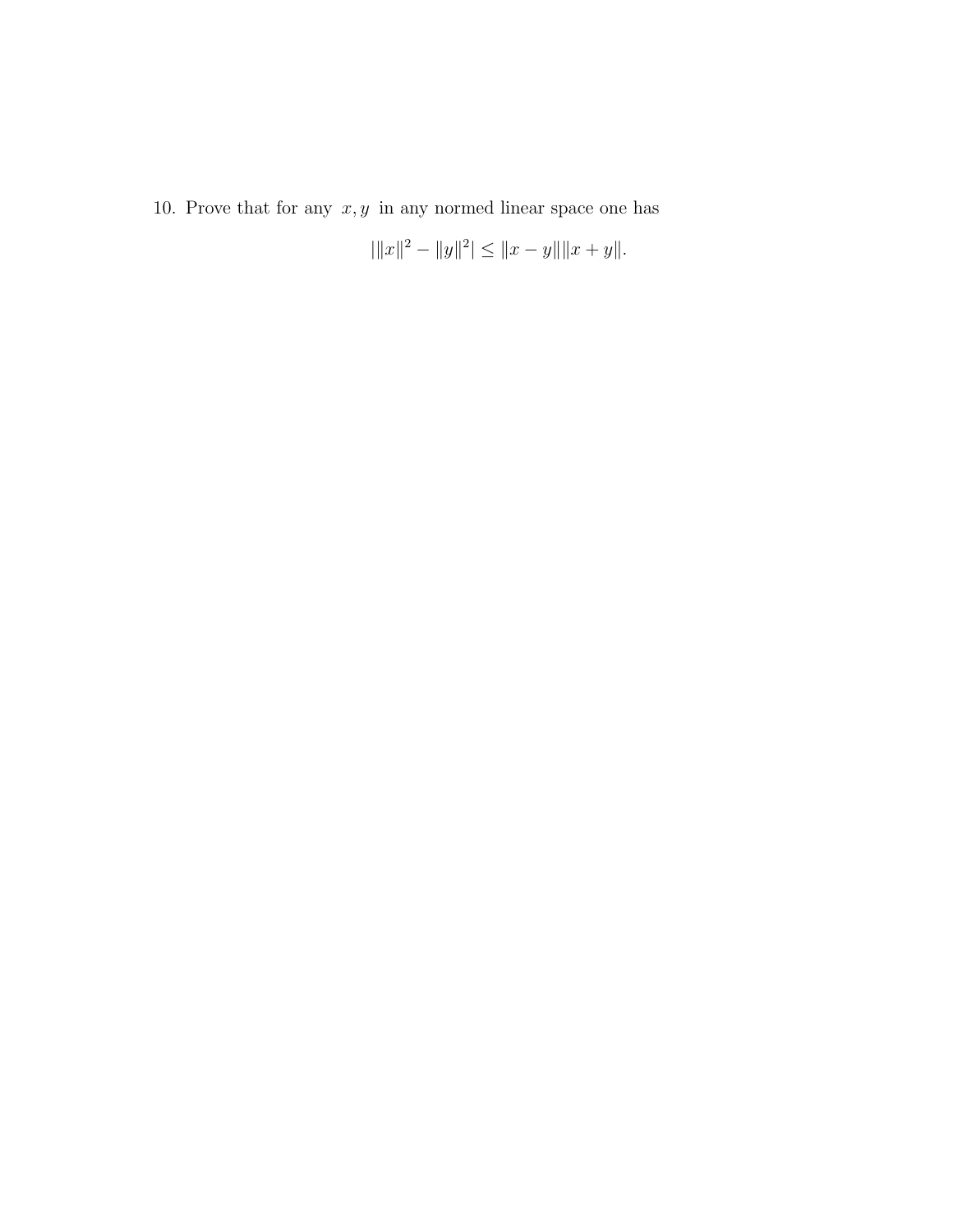10. Prove that for any $x, y$ in any normed linear space one has

$$| \|x\|^2 - \|y\|^2 | \leq \|x - y\| \|x + y\|.$$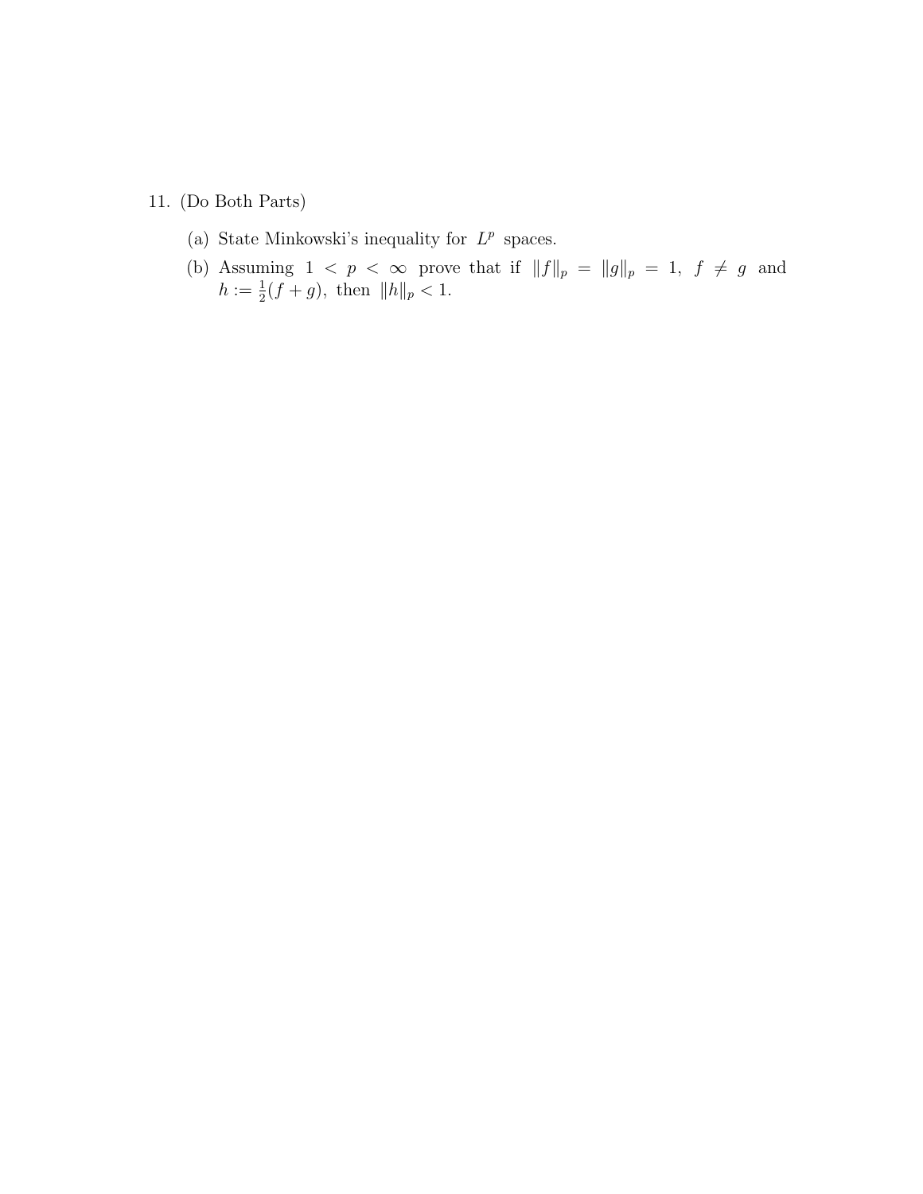11. (Do Both Parts)

    (a) State Minkowski's inequality for $L^p$ spaces.

    (b) Assuming $1 < p < \infty$ prove that if $\|f\|_p = \|g\|_p = 1$, $f \neq g$ and $h := \frac{1}{2}(f + g)$, then $\|h\|_p < 1$.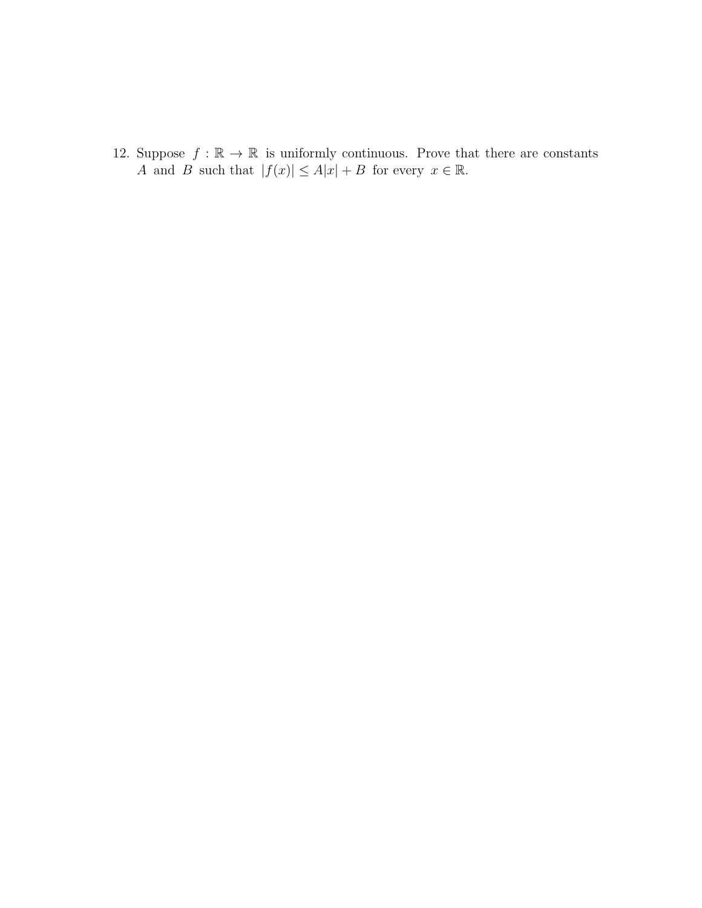12. Suppose $f : \mathbb{R} \to \mathbb{R}$ is uniformly continuous. Prove that there are constants $A$ and $B$ such that $|f(x)| \leq A|x| + B$ for every $x \in \mathbb{R}$.